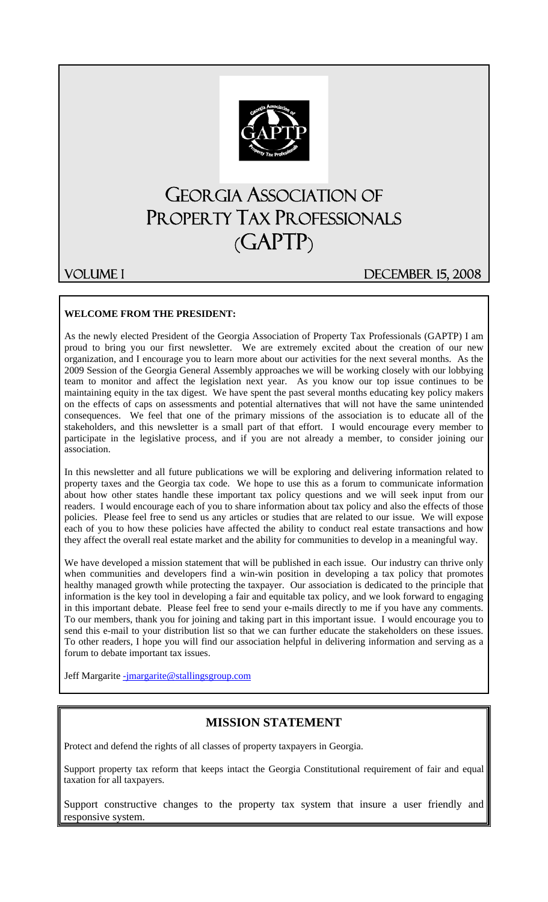# Georgia Association of Property Tax Professionals (GAPTP)

Volume I — December 15, 2008

**WELCOME FROM THE PRESIDENT:**

As the newly elected President of the Georgia Association of Property Tax Professionals (GAPTP) I am proud to bring you our first newsletter. We are extremely excited about the creation of our new organization, and I encourage you to learn more about our activities for the next several months. As the 2009 Session of the Georgia General Assembly approaches we will be working closely with our lobbying team to monitor and affect the legislation next year. As you know our top issue continues to be maintaining equity in the tax digest. We have spent the past several months educating key policy makers on the effects of caps on assessments and potential alternatives that will not have the same unintended consequences. We feel that one of the primary missions of the association is to educate all of the stakeholders, and this newsletter is a small part of that effort. I would encourage every member to participate in the legislative process, and if you are not already a member, to consider joining our association.

In this newsletter and all future publications we will be exploring and delivering information related to property taxes and the Georgia tax code. We hope to use this as a forum to communicate information about how other states handle these important tax policy questions and we will seek input from our readers. I would encourage each of you to share information about tax policy and also the effects of those policies. Please feel free to send us any articles or studies that are related to our issue. We will expose each of you to how these policies have affected the ability to conduct real estate transactions and how they affect the overall real estate market and the ability for communities to develop in a meaningful way.

We have developed a mission statement that will be published in each issue. Our industry can thrive only when communities and developers find a win-win position in developing a tax policy that promotes healthy managed growth while protecting the taxpayer. Our association is dedicated to the principle that information is the key tool in developing a fair and equitable tax policy, and we look forward to engaging in this important debate. Please feel free to send your e-mails directly to me if you have any comments. To our members, thank you for joining and taking part in this important issue. I would encourage you to send this e-mail to your distribution list so that we can further educate the stakeholders on these issues. To other readers, I hope you will find our association helpful in delivering information and serving as a forum to debate important tax issues.

Jeff Margarite -jmargarite@stallingsgroup.com

## MISSION STATEMENT

Protect and defend the rights of all classes of property taxpayers in Georgia.

Support property tax reform that keeps intact the Georgia Constitutional requirement of fair and equal taxation for all taxpayers.

Support constructive changes to the property tax system that insure a user friendly and responsive system.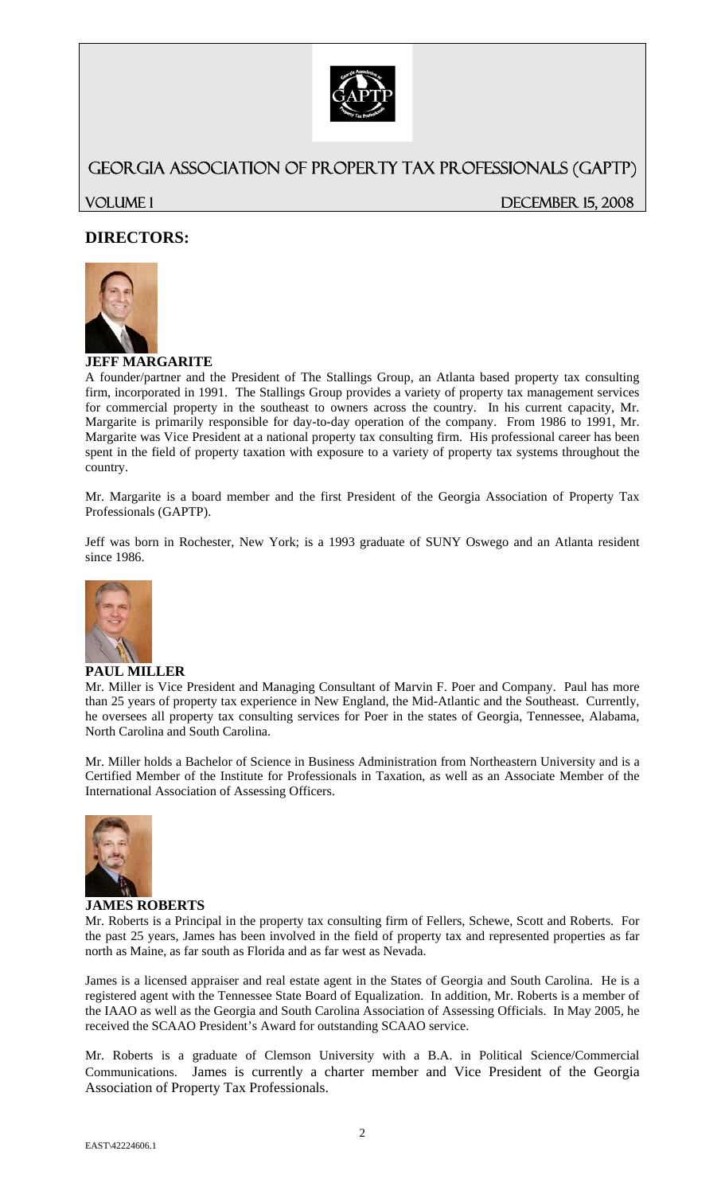# GEORGIA ASSOCIATION OF PROPERTY TAX PROFESSIONALS (GAPTP)

VOLUME 1 DECEMBER 15, 2008

## DIRECTORS:

### JEFF MARGARITE

A founder/partner and the President of The Stallings Group, an Atlanta based property tax consulting firm, incorporated in 1991. The Stallings Group provides a variety of property tax management services for commercial property in the southeast to owners across the country. In his current capacity, Mr. Margarite is primarily responsible for day-to-day operation of the company. From 1986 to 1991, Mr. Margarite was Vice President at a national property tax consulting firm. His professional career has been spent in the field of property taxation with exposure to a variety of property tax systems throughout the country.

Mr. Margarite is a board member and the first President of the Georgia Association of Property Tax Professionals (GAPTP).

Jeff was born in Rochester, New York; is a 1993 graduate of SUNY Oswego and an Atlanta resident since 1986.

### PAUL MILLER

Mr. Miller is Vice President and Managing Consultant of Marvin F. Poer and Company. Paul has more than 25 years of property tax experience in New England, the Mid-Atlantic and the Southeast. Currently, he oversees all property tax consulting services for Poer in the states of Georgia, Tennessee, Alabama, North Carolina and South Carolina.

Mr. Miller holds a Bachelor of Science in Business Administration from Northeastern University and is a Certified Member of the Institute for Professionals in Taxation, as well as an Associate Member of the International Association of Assessing Officers.

### JAMES ROBERTS

Mr. Roberts is a Principal in the property tax consulting firm of Fellers, Schewe, Scott and Roberts. For the past 25 years, James has been involved in the field of property tax and represented properties as far north as Maine, as far south as Florida and as far west as Nevada.

James is a licensed appraiser and real estate agent in the States of Georgia and South Carolina. He is a registered agent with the Tennessee State Board of Equalization. In addition, Mr. Roberts is a member of the IAAO as well as the Georgia and South Carolina Association of Assessing Officials. In May 2005, he received the SCAAO President's Award for outstanding SCAAO service.

Mr. Roberts is a graduate of Clemson University with a B.A. in Political Science/Commercial Communications. James is currently a charter member and Vice President of the Georgia Association of Property Tax Professionals.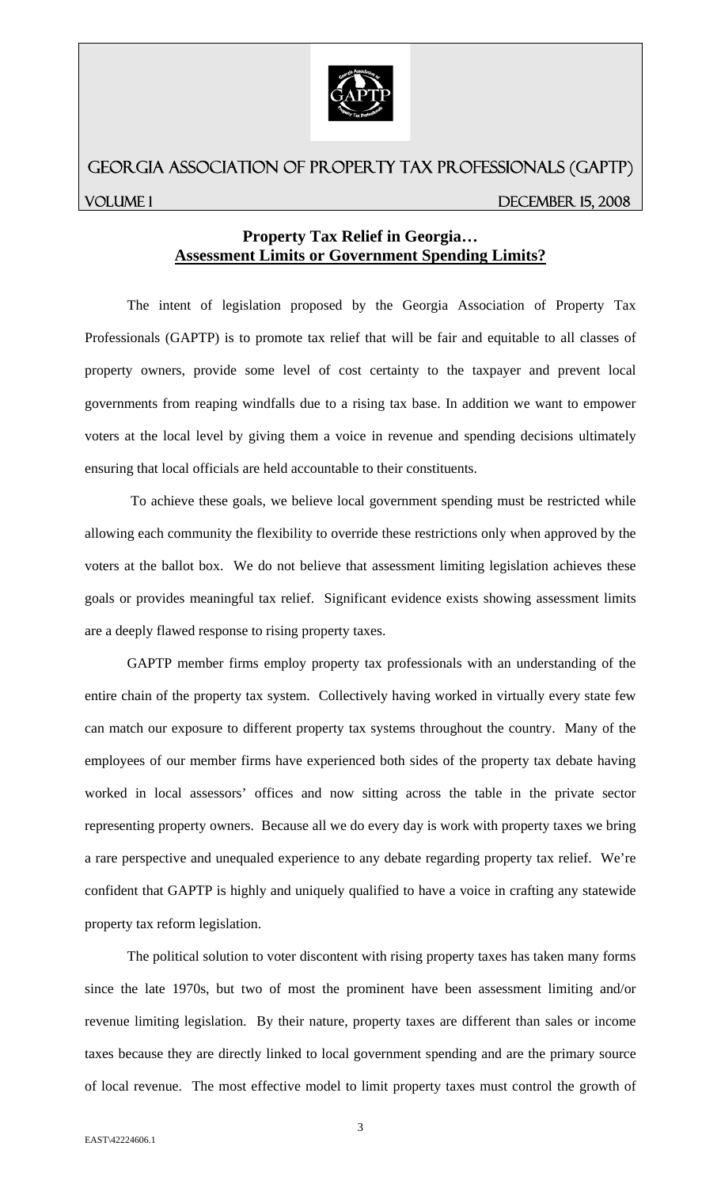# GEORGIA ASSOCIATION OF PROPERTY TAX PROFESSIONALS (GAPTP)

VOLUME 1 DECEMBER 15, 2008

## Property Tax Relief in Georgia… Assessment Limits or Government Spending Limits?

The intent of legislation proposed by the Georgia Association of Property Tax Professionals (GAPTP) is to promote tax relief that will be fair and equitable to all classes of property owners, provide some level of cost certainty to the taxpayer and prevent local governments from reaping windfalls due to a rising tax base. In addition we want to empower voters at the local level by giving them a voice in revenue and spending decisions ultimately ensuring that local officials are held accountable to their constituents.

To achieve these goals, we believe local government spending must be restricted while allowing each community the flexibility to override these restrictions only when approved by the voters at the ballot box. We do not believe that assessment limiting legislation achieves these goals or provides meaningful tax relief. Significant evidence exists showing assessment limits are a deeply flawed response to rising property taxes.

GAPTP member firms employ property tax professionals with an understanding of the entire chain of the property tax system. Collectively having worked in virtually every state few can match our exposure to different property tax systems throughout the country. Many of the employees of our member firms have experienced both sides of the property tax debate having worked in local assessors' offices and now sitting across the table in the private sector representing property owners. Because all we do every day is work with property taxes we bring a rare perspective and unequaled experience to any debate regarding property tax relief. We're confident that GAPTP is highly and uniquely qualified to have a voice in crafting any statewide property tax reform legislation.

The political solution to voter discontent with rising property taxes has taken many forms since the late 1970s, but two of most the prominent have been assessment limiting and/or revenue limiting legislation. By their nature, property taxes are different than sales or income taxes because they are directly linked to local government spending and are the primary source of local revenue. The most effective model to limit property taxes must control the growth of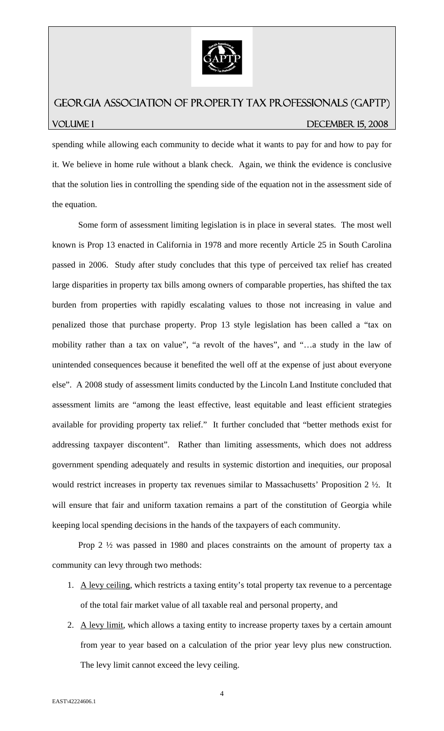spending while allowing each community to decide what it wants to pay for and how to pay for it. We believe in home rule without a blank check. Again, we think the evidence is conclusive that the solution lies in controlling the spending side of the equation not in the assessment side of the equation.

Some form of assessment limiting legislation is in place in several states. The most well known is Prop 13 enacted in California in 1978 and more recently Article 25 in South Carolina passed in 2006. Study after study concludes that this type of perceived tax relief has created large disparities in property tax bills among owners of comparable properties, has shifted the tax burden from properties with rapidly escalating values to those not increasing in value and penalized those that purchase property. Prop 13 style legislation has been called a "tax on mobility rather than a tax on value", "a revolt of the haves", and "…a study in the law of unintended consequences because it benefited the well off at the expense of just about everyone else". A 2008 study of assessment limits conducted by the Lincoln Land Institute concluded that assessment limits are "among the least effective, least equitable and least efficient strategies available for providing property tax relief." It further concluded that "better methods exist for addressing taxpayer discontent". Rather than limiting assessments, which does not address government spending adequately and results in systemic distortion and inequities, our proposal would restrict increases in property tax revenues similar to Massachusetts' Proposition 2 ½. It will ensure that fair and uniform taxation remains a part of the constitution of Georgia while keeping local spending decisions in the hands of the taxpayers of each community.

Prop 2 ½ was passed in 1980 and places constraints on the amount of property tax a community can levy through two methods:

1. <u>A levy ceiling</u>, which restricts a taxing entity's total property tax revenue to a percentage of the total fair market value of all taxable real and personal property, and
2. <u>A levy limit</u>, which allows a taxing entity to increase property taxes by a certain amount from year to year based on a calculation of the prior year levy plus new construction. The levy limit cannot exceed the levy ceiling.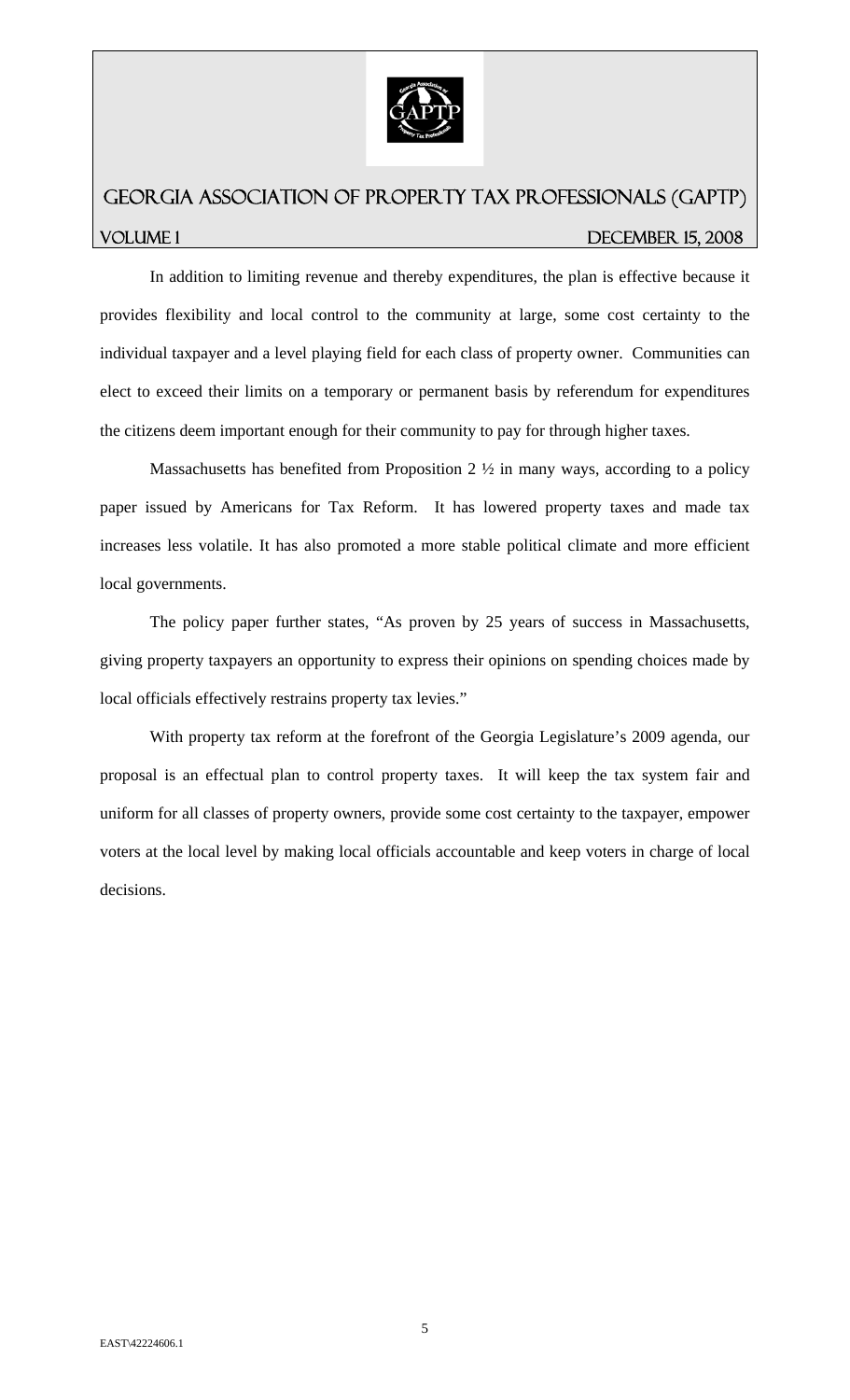In addition to limiting revenue and thereby expenditures, the plan is effective because it provides flexibility and local control to the community at large, some cost certainty to the individual taxpayer and a level playing field for each class of property owner. Communities can elect to exceed their limits on a temporary or permanent basis by referendum for expenditures the citizens deem important enough for their community to pay for through higher taxes.

Massachusetts has benefited from Proposition 2 ½ in many ways, according to a policy paper issued by Americans for Tax Reform. It has lowered property taxes and made tax increases less volatile. It has also promoted a more stable political climate and more efficient local governments.

The policy paper further states, "As proven by 25 years of success in Massachusetts, giving property taxpayers an opportunity to express their opinions on spending choices made by local officials effectively restrains property tax levies."

With property tax reform at the forefront of the Georgia Legislature's 2009 agenda, our proposal is an effectual plan to control property taxes. It will keep the tax system fair and uniform for all classes of property owners, provide some cost certainty to the taxpayer, empower voters at the local level by making local officials accountable and keep voters in charge of local decisions.